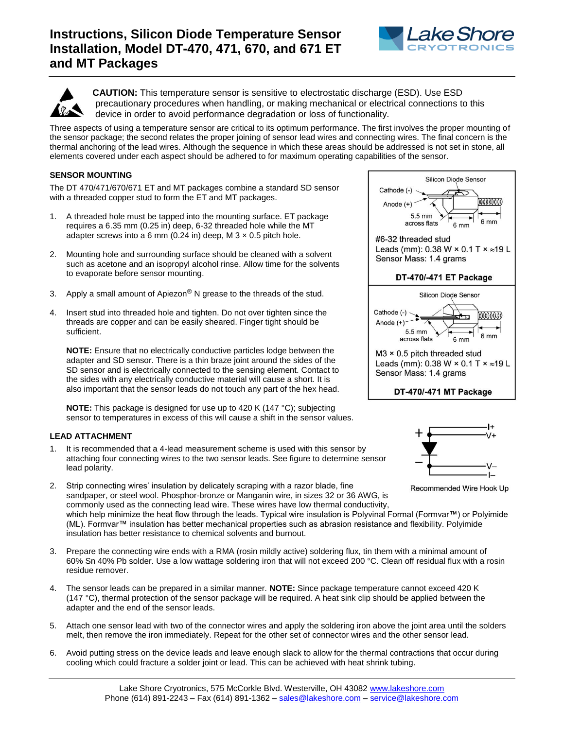# Instructions, Silicon Diode Temperature Sensor Installation, Model DT-470, 471, 670, and 671 ET and MT Packages

**CAUTION:** This temperature sensor is sensitive to electrostatic discharge (ESD). Use ESD precautionary procedures when handling, or making mechanical or electrical connections to this device in order to avoid performance degradation or loss of functionality.

Three aspects of using a temperature sensor are critical to its optimum performance. The first involves the proper mounting of the sensor package; the second relates the proper joining of sensor lead wires and connecting wires. The final concern is the thermal anchoring of the lead wires. Although the sequence in which these areas should be addressed is not set in stone, all elements covered under each aspect should be adhered to for maximum operating capabilities of the sensor.

## SENSOR MOUNTING

The DT 470/471/670/671 ET and MT packages combine a standard SD sensor with a threaded copper stud to form the ET and MT packages.

1. A threaded hole must be tapped into the mounting surface. ET package requires a 6.35 mm (0.25 in) deep, 6-32 threaded hole while the MT adapter screws into a 6 mm (0.24 in) deep, M 3 × 0.5 pitch hole.

2. Mounting hole and surrounding surface should be cleaned with a solvent such as acetone and an isopropyl alcohol rinse. Allow time for the solvents to evaporate before sensor mounting.

3. Apply a small amount of Apiezon® N grease to the threads of the stud.

4. Insert stud into threaded hole and tighten. Do not over tighten since the threads are copper and can be easily sheared. Finger tight should be sufficient.

   **NOTE:** Ensure that no electrically conductive particles lodge between the adapter and SD sensor. There is a thin braze joint around the sides of the SD sensor and is electrically connected to the sensing element. Contact to the sides with any electrically conductive material will cause a short. It is also important that the sensor leads do not touch any part of the hex head.

   **NOTE:** This package is designed for use up to 420 K (147 °C); subjecting sensor to temperatures in excess of this will cause a shift in the sensor values.

Silicon Diode Sensor — Cathode (-), Anode (+), 5.5 mm across flats, 6 mm, 6 mm

#6-32 threaded stud
Leads (mm): 0.38 W × 0.1 T × ≈19 L
Sensor Mass: 1.4 grams

**DT-470/-471 ET Package**

Silicon Diode Sensor — Cathode (-), Anode (+), 5.5 mm across flats, 6 mm, 6 mm

M3 × 0.5 pitch threaded stud
Leads (mm): 0.38 W × 0.1 T × ≈19 L
Sensor Mass: 1.4 grams

**DT-470/-471 MT Package**

## LEAD ATTACHMENT

1. It is recommended that a 4-lead measurement scheme is used with this sensor by attaching four connecting wires to the two sensor leads. See figure to determine sensor lead polarity.

2. Strip connecting wires' insulation by delicately scraping with a razor blade, fine sandpaper, or steel wool. Phosphor-bronze or Manganin wire, in sizes 32 or 36 AWG, is commonly used as the connecting lead wire. These wires have low thermal conductivity, which help minimize the heat flow through the leads. Typical wire insulation is Polyvinal Formal (Formvar™) or Polyimide (ML). Formvar™ insulation has better mechanical properties such as abrasion resistance and flexibility. Polyimide insulation has better resistance to chemical solvents and burnout.

3. Prepare the connecting wire ends with a RMA (rosin mildly active) soldering flux, tin them with a minimal amount of 60% Sn 40% Pb solder. Use a low wattage soldering iron that will not exceed 200 °C. Clean off residual flux with a rosin residue remover.

4. The sensor leads can be prepared in a similar manner. **NOTE:** Since package temperature cannot exceed 420 K (147 °C), thermal protection of the sensor package will be required. A heat sink clip should be applied between the adapter and the end of the sensor leads.

5. Attach one sensor lead with two of the connector wires and apply the soldering iron above the joint area until the solders melt, then remove the iron immediately. Repeat for the other set of connector wires and the other sensor lead.

6. Avoid putting stress on the device leads and leave enough slack to allow for the thermal contractions that occur during cooling which could fracture a solder joint or lead. This can be achieved with heat shrink tubing.

+ I+ V+ / − V− I−

Recommended Wire Hook Up

Lake Shore Cryotronics, 575 McCorkle Blvd. Westerville, OH 43082 www.lakeshore.com
Phone (614) 891-2243 – Fax (614) 891-1362 – sales@lakeshore.com – service@lakeshore.com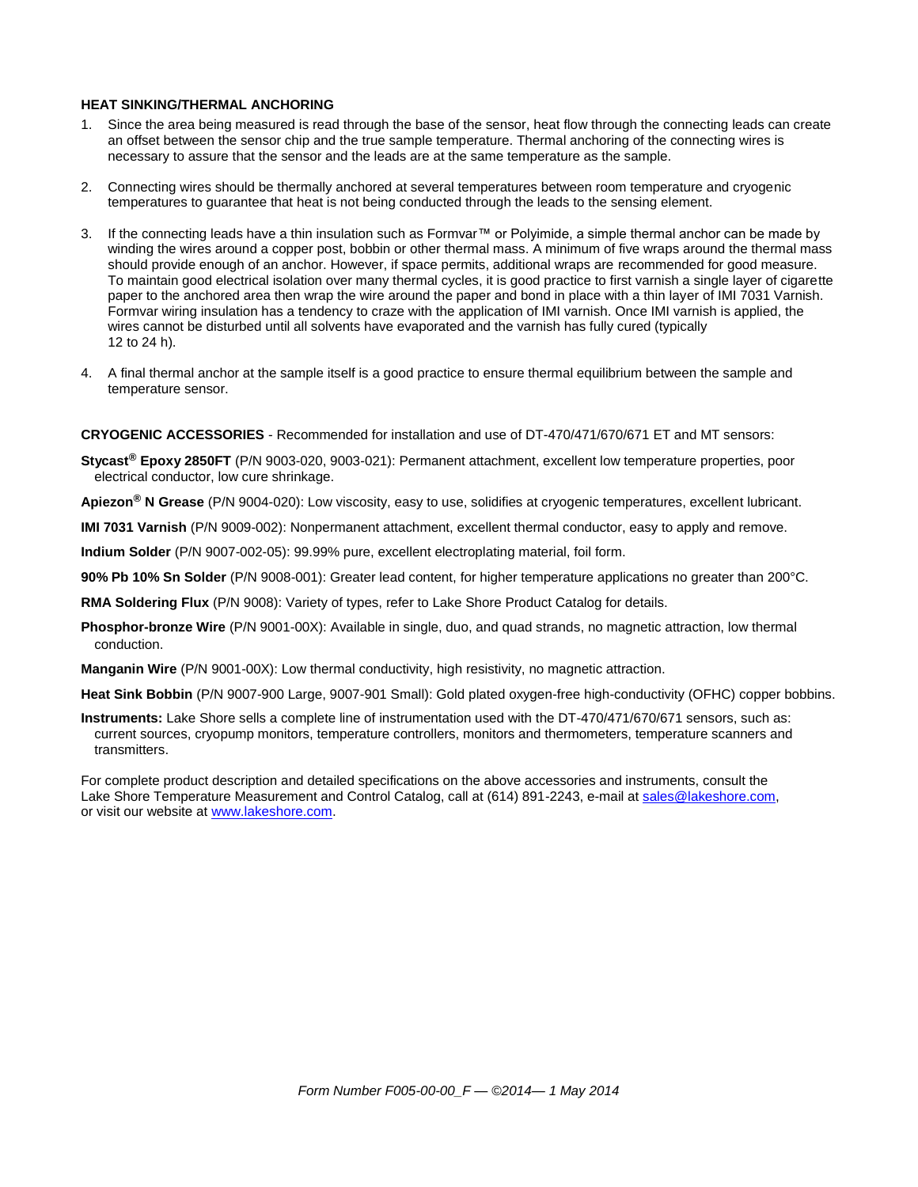## HEAT SINKING/THERMAL ANCHORING

1. Since the area being measured is read through the base of the sensor, heat flow through the connecting leads can create an offset between the sensor chip and the true sample temperature. Thermal anchoring of the connecting wires is necessary to assure that the sensor and the leads are at the same temperature as the sample.

2. Connecting wires should be thermally anchored at several temperatures between room temperature and cryogenic temperatures to guarantee that heat is not being conducted through the leads to the sensing element.

3. If the connecting leads have a thin insulation such as Formvar™ or Polyimide, a simple thermal anchor can be made by winding the wires around a copper post, bobbin or other thermal mass. A minimum of five wraps around the thermal mass should provide enough of an anchor. However, if space permits, additional wraps are recommended for good measure. To maintain good electrical isolation over many thermal cycles, it is good practice to first varnish a single layer of cigarette paper to the anchored area then wrap the wire around the paper and bond in place with a thin layer of IMI 7031 Varnish. Formvar wiring insulation has a tendency to craze with the application of IMI varnish. Once IMI varnish is applied, the wires cannot be disturbed until all solvents have evaporated and the varnish has fully cured (typically 12 to 24 h).

4. A final thermal anchor at the sample itself is a good practice to ensure thermal equilibrium between the sample and temperature sensor.

**CRYOGENIC ACCESSORIES** - Recommended for installation and use of DT-470/471/670/671 ET and MT sensors:

**Stycast® Epoxy 2850FT** (P/N 9003-020, 9003-021): Permanent attachment, excellent low temperature properties, poor electrical conductor, low cure shrinkage.

**Apiezon® N Grease** (P/N 9004-020): Low viscosity, easy to use, solidifies at cryogenic temperatures, excellent lubricant.

**IMI 7031 Varnish** (P/N 9009-002): Nonpermanent attachment, excellent thermal conductor, easy to apply and remove.

**Indium Solder** (P/N 9007-002-05): 99.99% pure, excellent electroplating material, foil form.

**90% Pb 10% Sn Solder** (P/N 9008-001): Greater lead content, for higher temperature applications no greater than 200°C.

**RMA Soldering Flux** (P/N 9008): Variety of types, refer to Lake Shore Product Catalog for details.

**Phosphor-bronze Wire** (P/N 9001-00X): Available in single, duo, and quad strands, no magnetic attraction, low thermal conduction.

**Manganin Wire** (P/N 9001-00X): Low thermal conductivity, high resistivity, no magnetic attraction.

**Heat Sink Bobbin** (P/N 9007-900 Large, 9007-901 Small): Gold plated oxygen-free high-conductivity (OFHC) copper bobbins.

**Instruments:** Lake Shore sells a complete line of instrumentation used with the DT-470/471/670/671 sensors, such as: current sources, cryopump monitors, temperature controllers, monitors and thermometers, temperature scanners and transmitters.

For complete product description and detailed specifications on the above accessories and instruments, consult the Lake Shore Temperature Measurement and Control Catalog, call at (614) 891-2243, e-mail at sales@lakeshore.com, or visit our website at www.lakeshore.com.

*Form Number F005-00-00_F — ©2014— 1 May 2014*